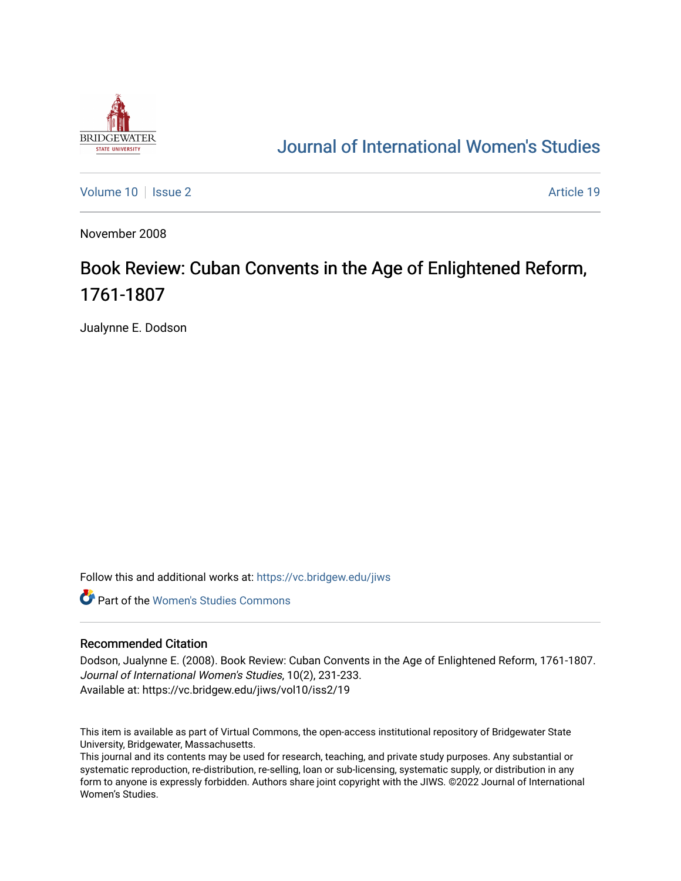Journal of International Women's Studies

Volume 10 | Issue 2 | Article 19

November 2008

# Book Review: Cuban Convents in the Age of Enlightened Reform, 1761-1807

Jualynne E. Dodson

Follow this and additional works at: https://vc.bridgew.edu/jiws

Part of the Women's Studies Commons

## Recommended Citation

Dodson, Jualynne E. (2008). Book Review: Cuban Convents in the Age of Enlightened Reform, 1761-1807. *Journal of International Women's Studies*, 10(2), 231-233.
Available at: https://vc.bridgew.edu/jiws/vol10/iss2/19

This item is available as part of Virtual Commons, the open-access institutional repository of Bridgewater State University, Bridgewater, Massachusetts.
This journal and its contents may be used for research, teaching, and private study purposes. Any substantial or systematic reproduction, re-distribution, re-selling, loan or sub-licensing, systematic supply, or distribution in any form to anyone is expressly forbidden. Authors share joint copyright with the JIWS. ©2022 Journal of International Women's Studies.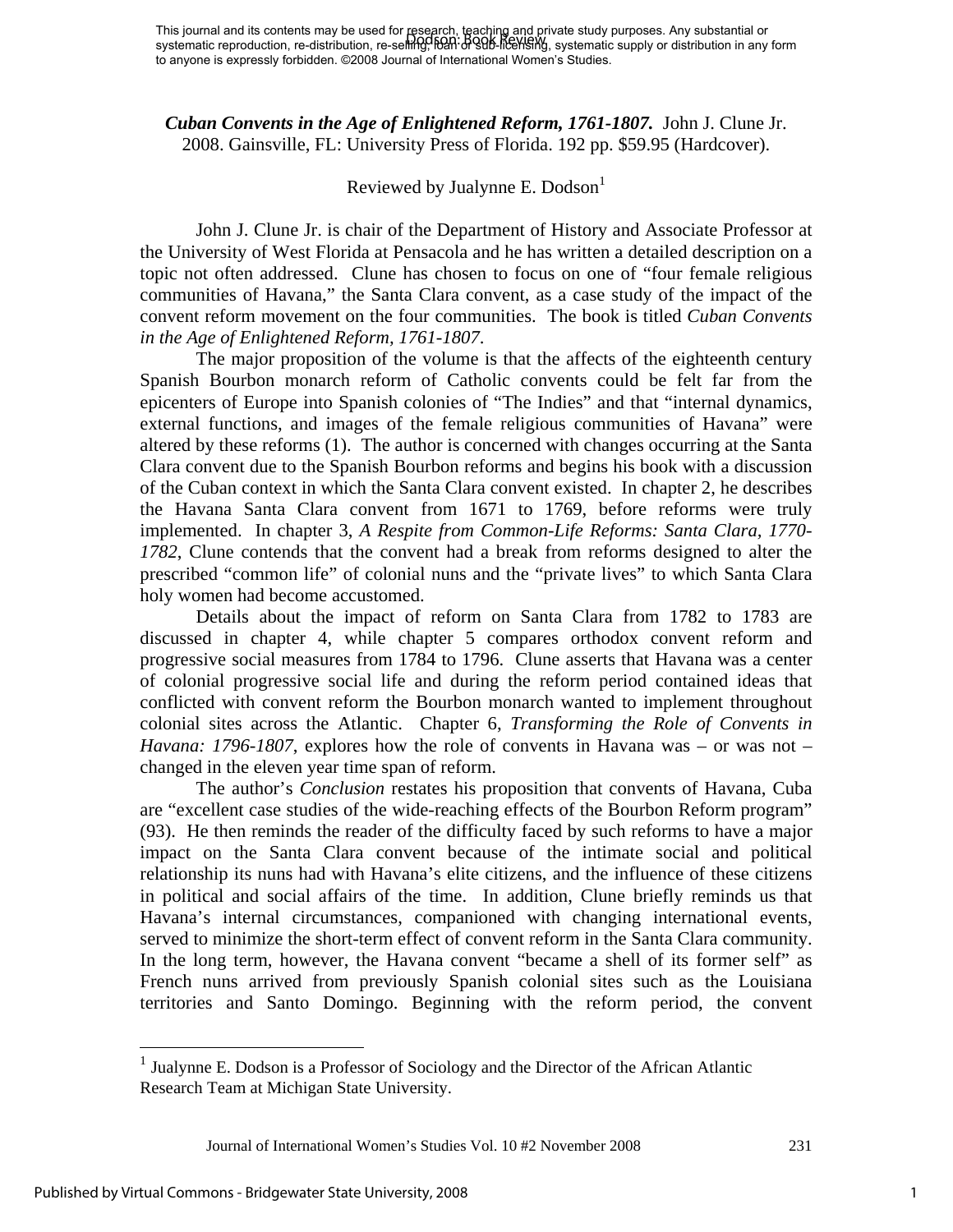**_Cuban Convents in the Age of Enlightened Reform, 1761-1807._** John J. Clune Jr. 2008. Gainsville, FL: University Press of Florida. 192 pp. $59.95 (Hardcover).

Reviewed by Jualynne E. Dodson[1]

John J. Clune Jr. is chair of the Department of History and Associate Professor at the University of West Florida at Pensacola and he has written a detailed description on a topic not often addressed. Clune has chosen to focus on one of "four female religious communities of Havana," the Santa Clara convent, as a case study of the impact of the convent reform movement on the four communities. The book is titled *Cuban Convents in the Age of Enlightened Reform, 1761-1807*.

The major proposition of the volume is that the affects of the eighteenth century Spanish Bourbon monarch reform of Catholic convents could be felt far from the epicenters of Europe into Spanish colonies of "The Indies" and that "internal dynamics, external functions, and images of the female religious communities of Havana" were altered by these reforms (1). The author is concerned with changes occurring at the Santa Clara convent due to the Spanish Bourbon reforms and begins his book with a discussion of the Cuban context in which the Santa Clara convent existed. In chapter 2, he describes the Havana Santa Clara convent from 1671 to 1769, before reforms were truly implemented. In chapter 3, *A Respite from Common-Life Reforms: Santa Clara, 1770-1782*, Clune contends that the convent had a break from reforms designed to alter the prescribed "common life" of colonial nuns and the "private lives" to which Santa Clara holy women had become accustomed.

Details about the impact of reform on Santa Clara from 1782 to 1783 are discussed in chapter 4, while chapter 5 compares orthodox convent reform and progressive social measures from 1784 to 1796. Clune asserts that Havana was a center of colonial progressive social life and during the reform period contained ideas that conflicted with convent reform the Bourbon monarch wanted to implement throughout colonial sites across the Atlantic. Chapter 6, *Transforming the Role of Convents in Havana: 1796-1807*, explores how the role of convents in Havana was – or was not – changed in the eleven year time span of reform.

The author's *Conclusion* restates his proposition that convents of Havana, Cuba are "excellent case studies of the wide-reaching effects of the Bourbon Reform program" (93). He then reminds the reader of the difficulty faced by such reforms to have a major impact on the Santa Clara convent because of the intimate social and political relationship its nuns had with Havana's elite citizens, and the influence of these citizens in political and social affairs of the time. In addition, Clune briefly reminds us that Havana's internal circumstances, companioned with changing international events, served to minimize the short-term effect of convent reform in the Santa Clara community. In the long term, however, the Havana convent "became a shell of its former self" as French nuns arrived from previously Spanish colonial sites such as the Louisiana territories and Santo Domingo. Beginning with the reform period, the convent

[1] Jualynne E. Dodson is a Professor of Sociology and the Director of the African Atlantic Research Team at Michigan State University.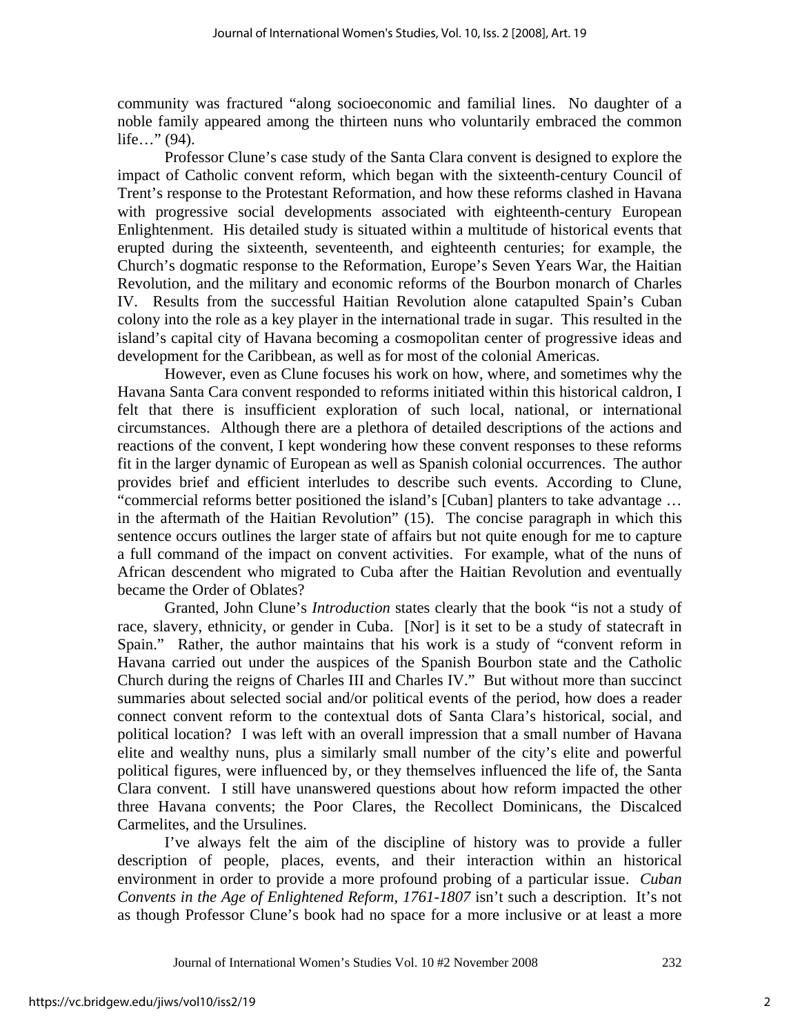community was fractured "along socioeconomic and familial lines. No daughter of a noble family appeared among the thirteen nuns who voluntarily embraced the common life…" (94).

Professor Clune's case study of the Santa Clara convent is designed to explore the impact of Catholic convent reform, which began with the sixteenth-century Council of Trent's response to the Protestant Reformation, and how these reforms clashed in Havana with progressive social developments associated with eighteenth-century European Enlightenment. His detailed study is situated within a multitude of historical events that erupted during the sixteenth, seventeenth, and eighteenth centuries; for example, the Church's dogmatic response to the Reformation, Europe's Seven Years War, the Haitian Revolution, and the military and economic reforms of the Bourbon monarch of Charles IV. Results from the successful Haitian Revolution alone catapulted Spain's Cuban colony into the role as a key player in the international trade in sugar. This resulted in the island's capital city of Havana becoming a cosmopolitan center of progressive ideas and development for the Caribbean, as well as for most of the colonial Americas.

However, even as Clune focuses his work on how, where, and sometimes why the Havana Santa Cara convent responded to reforms initiated within this historical caldron, I felt that there is insufficient exploration of such local, national, or international circumstances. Although there are a plethora of detailed descriptions of the actions and reactions of the convent, I kept wondering how these convent responses to these reforms fit in the larger dynamic of European as well as Spanish colonial occurrences. The author provides brief and efficient interludes to describe such events. According to Clune, "commercial reforms better positioned the island's [Cuban] planters to take advantage … in the aftermath of the Haitian Revolution" (15). The concise paragraph in which this sentence occurs outlines the larger state of affairs but not quite enough for me to capture a full command of the impact on convent activities. For example, what of the nuns of African descendent who migrated to Cuba after the Haitian Revolution and eventually became the Order of Oblates?

Granted, John Clune's *Introduction* states clearly that the book "is not a study of race, slavery, ethnicity, or gender in Cuba. [Nor] is it set to be a study of statecraft in Spain." Rather, the author maintains that his work is a study of "convent reform in Havana carried out under the auspices of the Spanish Bourbon state and the Catholic Church during the reigns of Charles III and Charles IV." But without more than succinct summaries about selected social and/or political events of the period, how does a reader connect convent reform to the contextual dots of Santa Clara's historical, social, and political location? I was left with an overall impression that a small number of Havana elite and wealthy nuns, plus a similarly small number of the city's elite and powerful political figures, were influenced by, or they themselves influenced the life of, the Santa Clara convent. I still have unanswered questions about how reform impacted the other three Havana convents; the Poor Clares, the Recollect Dominicans, the Discalced Carmelites, and the Ursulines.

I've always felt the aim of the discipline of history was to provide a fuller description of people, places, events, and their interaction within an historical environment in order to provide a more profound probing of a particular issue. *Cuban Convents in the Age of Enlightened Reform, 1761-1807* isn't such a description. It's not as though Professor Clune's book had no space for a more inclusive or at least a more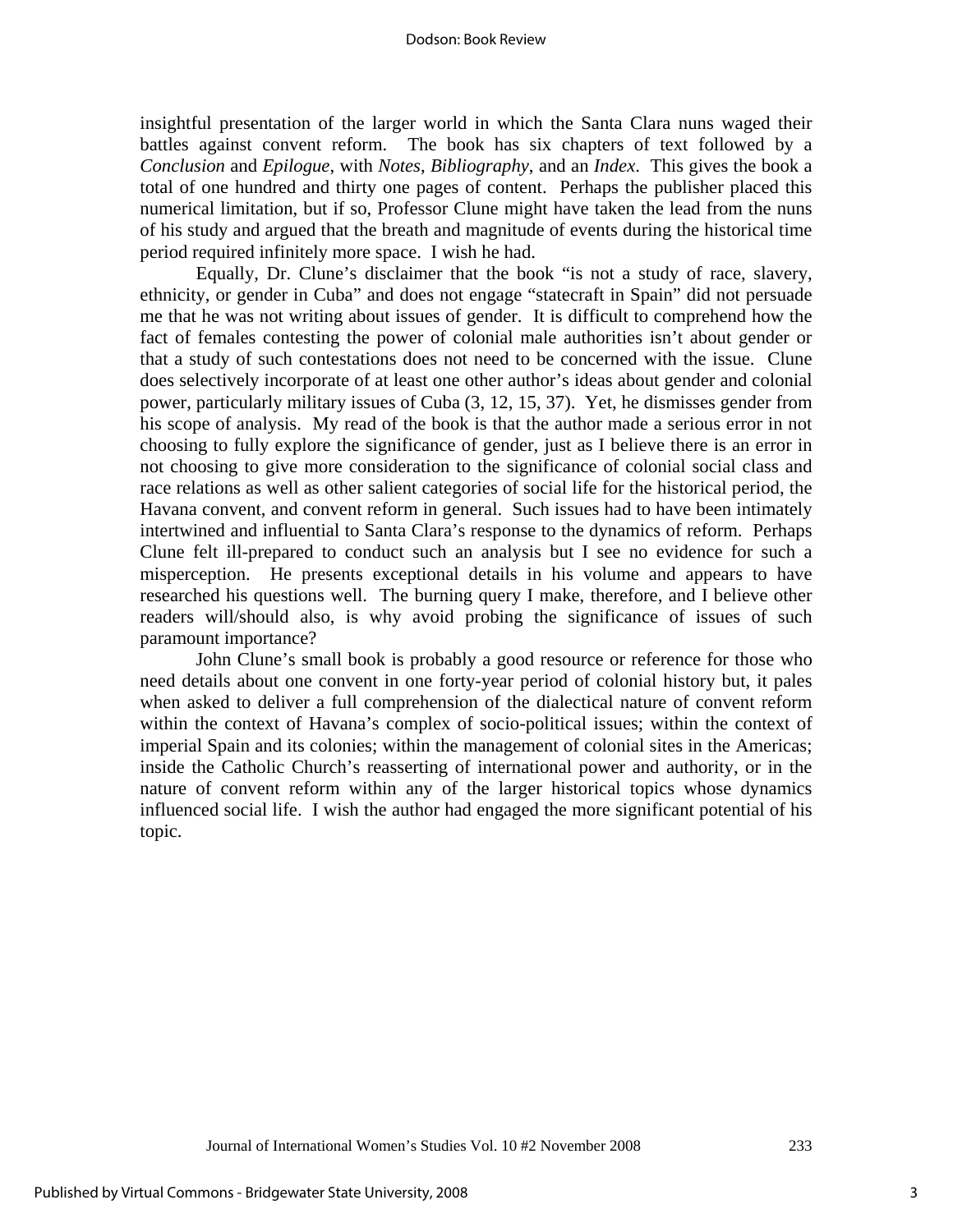insightful presentation of the larger world in which the Santa Clara nuns waged their battles against convent reform. The book has six chapters of text followed by a *Conclusion* and *Epilogue*, with *Notes*, *Bibliography*, and an *Index*. This gives the book a total of one hundred and thirty one pages of content. Perhaps the publisher placed this numerical limitation, but if so, Professor Clune might have taken the lead from the nuns of his study and argued that the breath and magnitude of events during the historical time period required infinitely more space. I wish he had.

Equally, Dr. Clune's disclaimer that the book "is not a study of race, slavery, ethnicity, or gender in Cuba" and does not engage "statecraft in Spain" did not persuade me that he was not writing about issues of gender. It is difficult to comprehend how the fact of females contesting the power of colonial male authorities isn't about gender or that a study of such contestations does not need to be concerned with the issue. Clune does selectively incorporate of at least one other author's ideas about gender and colonial power, particularly military issues of Cuba (3, 12, 15, 37). Yet, he dismisses gender from his scope of analysis. My read of the book is that the author made a serious error in not choosing to fully explore the significance of gender, just as I believe there is an error in not choosing to give more consideration to the significance of colonial social class and race relations as well as other salient categories of social life for the historical period, the Havana convent, and convent reform in general. Such issues had to have been intimately intertwined and influential to Santa Clara's response to the dynamics of reform. Perhaps Clune felt ill-prepared to conduct such an analysis but I see no evidence for such a misperception. He presents exceptional details in his volume and appears to have researched his questions well. The burning query I make, therefore, and I believe other readers will/should also, is why avoid probing the significance of issues of such paramount importance?

John Clune's small book is probably a good resource or reference for those who need details about one convent in one forty-year period of colonial history but, it pales when asked to deliver a full comprehension of the dialectical nature of convent reform within the context of Havana's complex of socio-political issues; within the context of imperial Spain and its colonies; within the management of colonial sites in the Americas; inside the Catholic Church's reasserting of international power and authority, or in the nature of convent reform within any of the larger historical topics whose dynamics influenced social life. I wish the author had engaged the more significant potential of his topic.